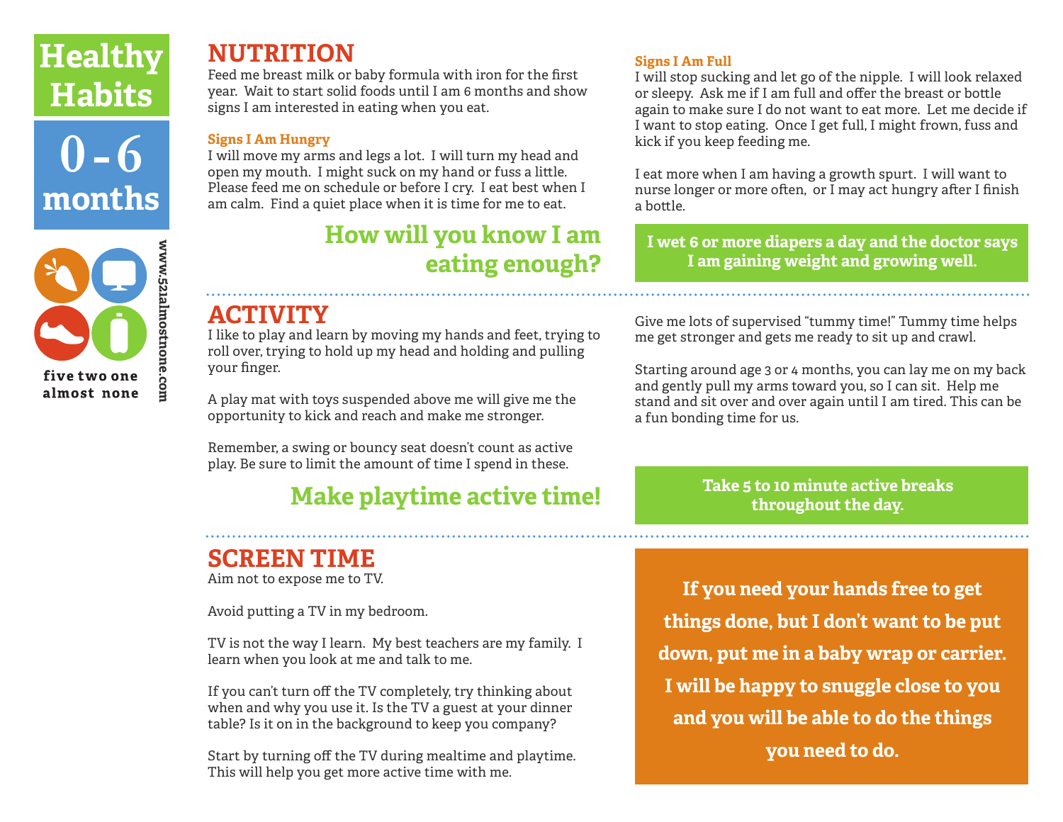# Healthy Habits

## 0 - 6 months

five two one almost none

www.521almostnone.com

## NUTRITION

Feed me breast milk or baby formula with iron for the first year. Wait to start solid foods until I am 6 months and show signs I am interested in eating when you eat.

### Signs I Am Hungry

I will move my arms and legs a lot. I will turn my head and open my mouth. I might suck on my hand or fuss a little. Please feed me on schedule or before I cry. I eat best when I am calm. Find a quiet place when it is time for me to eat.

### Signs I Am Full

I will stop sucking and let go of the nipple. I will look relaxed or sleepy. Ask me if I am full and offer the breast or bottle again to make sure I do not want to eat more. Let me decide if I want to stop eating. Once I get full, I might frown, fuss and kick if you keep feeding me.

I eat more when I am having a growth spurt. I will want to nurse longer or more often, or I may act hungry after I finish a bottle.

**How will you know I am eating enough?**

**I wet 6 or more diapers a day and the doctor says I am gaining weight and growing well.**

## ACTIVITY

I like to play and learn by moving my hands and feet, trying to roll over, trying to hold up my head and holding and pulling your finger.

A play mat with toys suspended above me will give me the opportunity to kick and reach and make me stronger.

Remember, a swing or bouncy seat doesn't count as active play. Be sure to limit the amount of time I spend in these.

Give me lots of supervised "tummy time!" Tummy time helps me get stronger and gets me ready to sit up and crawl.

Starting around age 3 or 4 months, you can lay me on my back and gently pull my arms toward you, so I can sit. Help me stand and sit over and over again until I am tired. This can be a fun bonding time for us.

**Make playtime active time!**

**Take 5 to 10 minute active breaks throughout the day.**

## SCREEN TIME

Aim not to expose me to TV.

Avoid putting a TV in my bedroom.

TV is not the way I learn. My best teachers are my family. I learn when you look at me and talk to me.

If you can't turn off the TV completely, try thinking about when and why you use it. Is the TV a guest at your dinner table? Is it on in the background to keep you company?

Start by turning off the TV during mealtime and playtime. This will help you get more active time with me.

**If you need your hands free to get things done, but I don't want to be put down, put me in a baby wrap or carrier. I will be happy to snuggle close to you and you will be able to do the things you need to do.**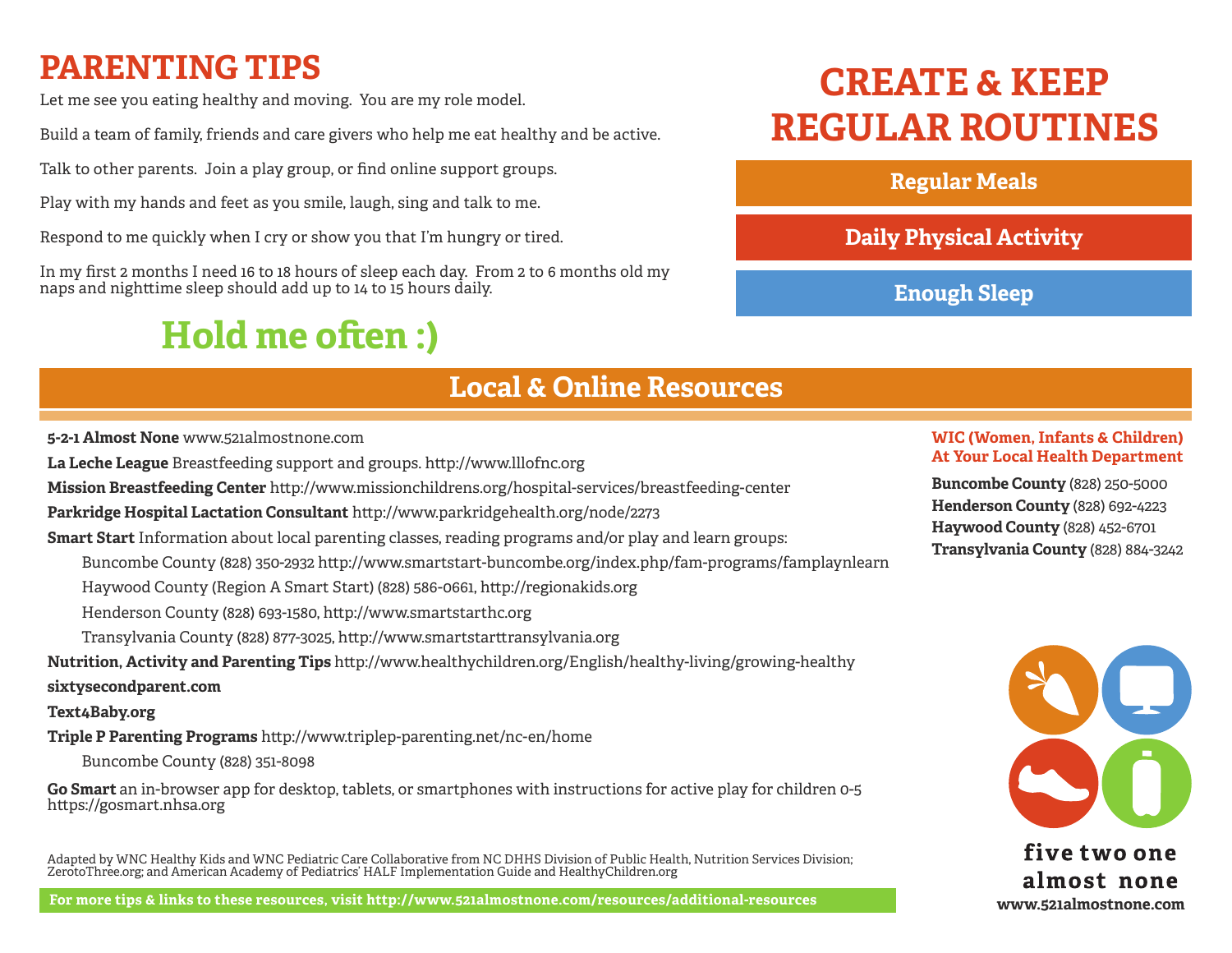# PARENTING TIPS

Let me see you eating healthy and moving. You are my role model.

Build a team of family, friends and care givers who help me eat healthy and be active.

Talk to other parents. Join a play group, or find online support groups.

Play with my hands and feet as you smile, laugh, sing and talk to me.

Respond to me quickly when I cry or show you that I'm hungry or tired.

In my first 2 months I need 16 to 18 hours of sleep each day. From 2 to 6 months old my naps and nighttime sleep should add up to 14 to 15 hours daily.

## Hold me often :)

# CREATE & KEEP REGULAR ROUTINES

**Regular Meals**

**Daily Physical Activity**

**Enough Sleep**

## Local & Online Resources

**5-2-1 Almost None** www.521almostnone.com

**La Leche League** Breastfeeding support and groups. http://www.lllofnc.org

**Mission Breastfeeding Center** http://www.missionchildrens.org/hospital-services/breastfeeding-center

**Parkridge Hospital Lactation Consultant** http://www.parkridgehealth.org/node/2273

**Smart Start** Information about local parenting classes, reading programs and/or play and learn groups:

- Buncombe County (828) 350-2932 http://www.smartstart-buncombe.org/index.php/fam-programs/famplaynlearn
- Haywood County (Region A Smart Start) (828) 586-0661, http://regionakids.org
- Henderson County (828) 693-1580, http://www.smartstarthc.org
- Transylvania County (828) 877-3025, http://www.smartstarttransylvania.org

**Nutrition, Activity and Parenting Tips** http://www.healthychildren.org/English/healthy-living/growing-healthy

**sixtysecondparent.com**

**Text4Baby.org**

**Triple P Parenting Programs** http://www.triplep-parenting.net/nc-en/home

- Buncombe County (828) 351-8098

**Go Smart** an in-browser app for desktop, tablets, or smartphones with instructions for active play for children 0-5 https://gosmart.nhsa.org

**WIC (Women, Infants & Children) At Your Local Health Department**

**Buncombe County** (828) 250-5000
**Henderson County** (828) 692-4223
**Haywood County** (828) 452-6701
**Transylvania County** (828) 884-3242

Adapted by WNC Healthy Kids and WNC Pediatric Care Collaborative from NC DHHS Division of Public Health, Nutrition Services Division; ZerotoThree.org; and American Academy of Pediatrics' HALF Implementation Guide and HealthyChildren.org

**For more tips & links to these resources, visit http://www.521almostnone.com/resources/additional-resources**

five two one almost none
www.521almostnone.com